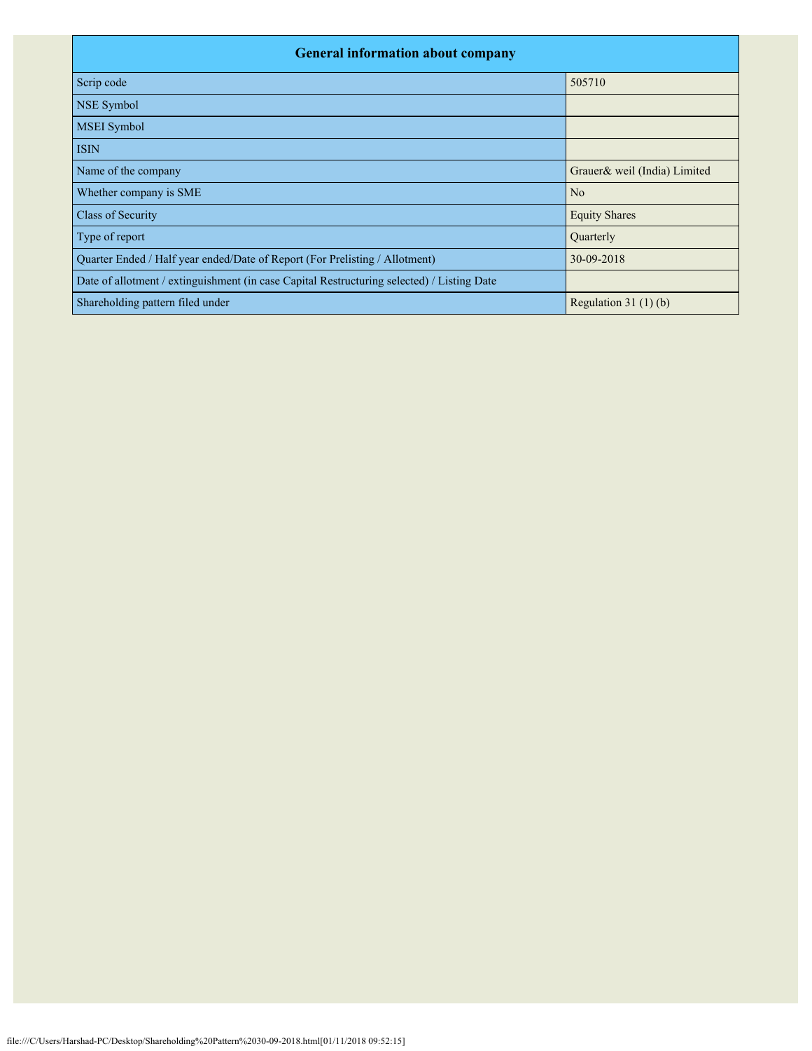| General information about company | |
|---|---|
| Scrip code | 505710 |
| NSE Symbol | |
| MSEI Symbol | |
| ISIN | |
| Name of the company | Grauer& weil (India) Limited |
| Whether company is SME | No |
| Class of Security | Equity Shares |
| Type of report | Quarterly |
| Quarter Ended / Half year ended/Date of Report (For Prelisting / Allotment) | 30-09-2018 |
| Date of allotment / extinguishment (in case Capital Restructuring selected) / Listing Date | |
| Shareholding pattern filed under | Regulation 31 (1) (b) |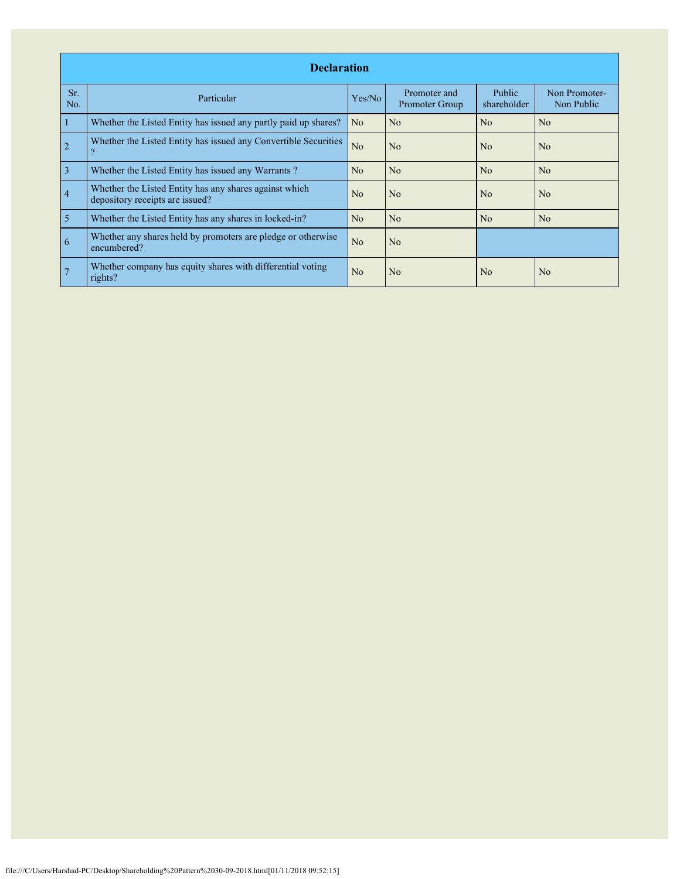| Declaration | | | | | |
|---|---|---|---|---|---|
| Sr. No. | Particular | Yes/No | Promoter and Promoter Group | Public shareholder | Non Promoter- Non Public |
| 1 | Whether the Listed Entity has issued any partly paid up shares? | No | No | No | No |
| 2 | Whether the Listed Entity has issued any Convertible Securities ? | No | No | No | No |
| 3 | Whether the Listed Entity has issued any Warrants ? | No | No | No | No |
| 4 | Whether the Listed Entity has any shares against which depository receipts are issued? | No | No | No | No |
| 5 | Whether the Listed Entity has any shares in locked-in? | No | No | No | No |
| 6 | Whether any shares held by promoters are pledge or otherwise encumbered? | No | No | | |
| 7 | Whether company has equity shares with differential voting rights? | No | No | No | No |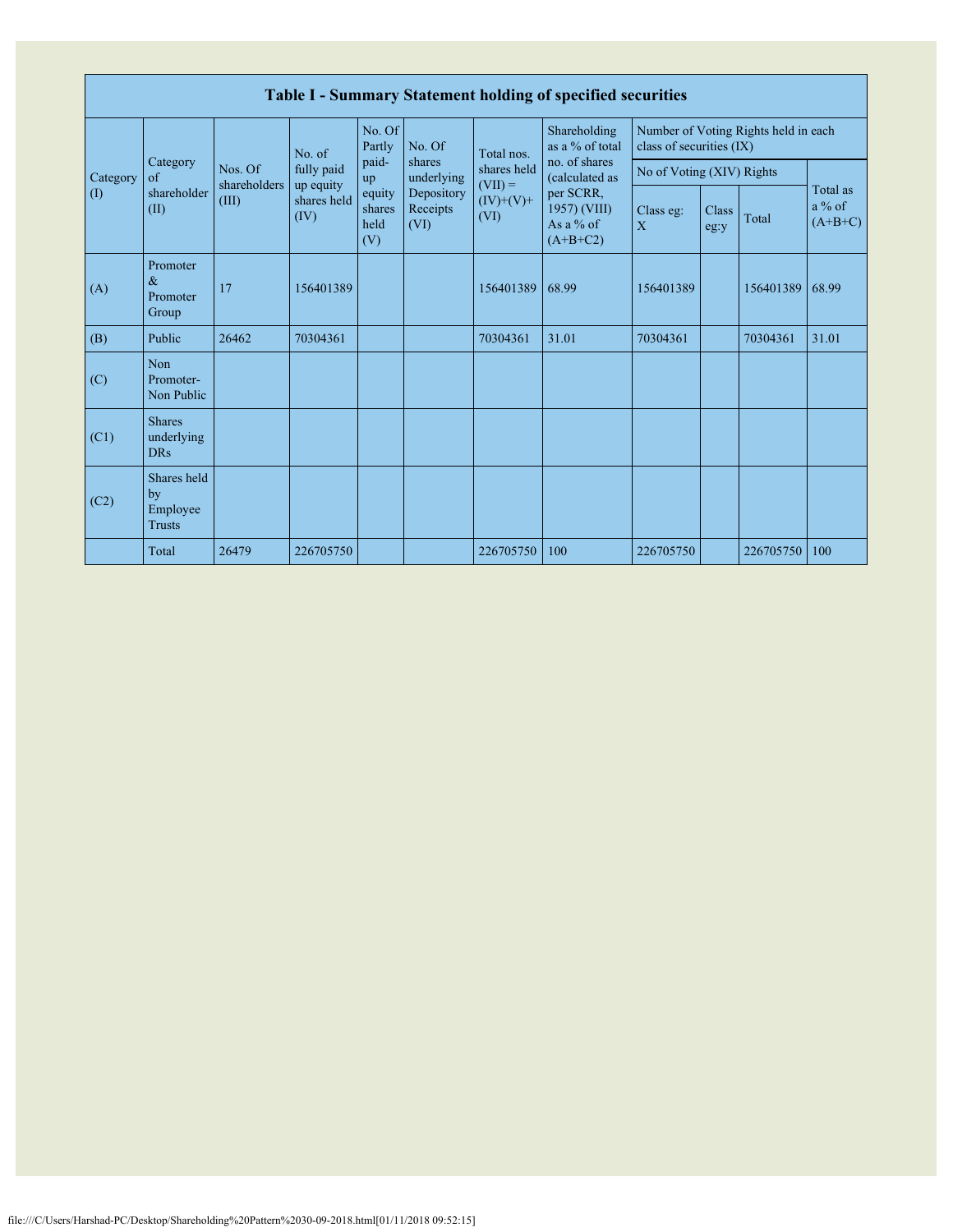## Table I - Summary Statement holding of specified securities

| Category (I) | Category of shareholder (II) | Nos. Of shareholders (III) | No. of fully paid up equity shares held (IV) | No. Of Partly paid-up equity shares held (V) | No. Of shares underlying Depository Receipts (VI) | Total nos. shares held (VII) = (IV)+(V)+ (VI) | Shareholding as a % of total no. of shares (calculated as per SCRR, 1957) (VIII) As a % of (A+B+C2) | Number of Voting Rights held in each class of securities (IX) | | | |
|---|---|---|---|---|---|---|---|---|---|---|---|
| | | | | | | | | No of Voting (XIV) Rights | | | Total as a % of (A+B+C) |
| | | | | | | | | Class eg: X | Class eg:y | Total | |
| (A) | Promoter & Promoter Group | 17 | 156401389 | | | 156401389 | 68.99 | 156401389 | | 156401389 | 68.99 |
| (B) | Public | 26462 | 70304361 | | | 70304361 | 31.01 | 70304361 | | 70304361 | 31.01 |
| (C) | Non Promoter- Non Public | | | | | | | | | | |
| (C1) | Shares underlying DRs | | | | | | | | | | |
| (C2) | Shares held by Employee Trusts | | | | | | | | | | |
| | Total | 26479 | 226705750 | | | 226705750 | 100 | 226705750 | | 226705750 | 100 |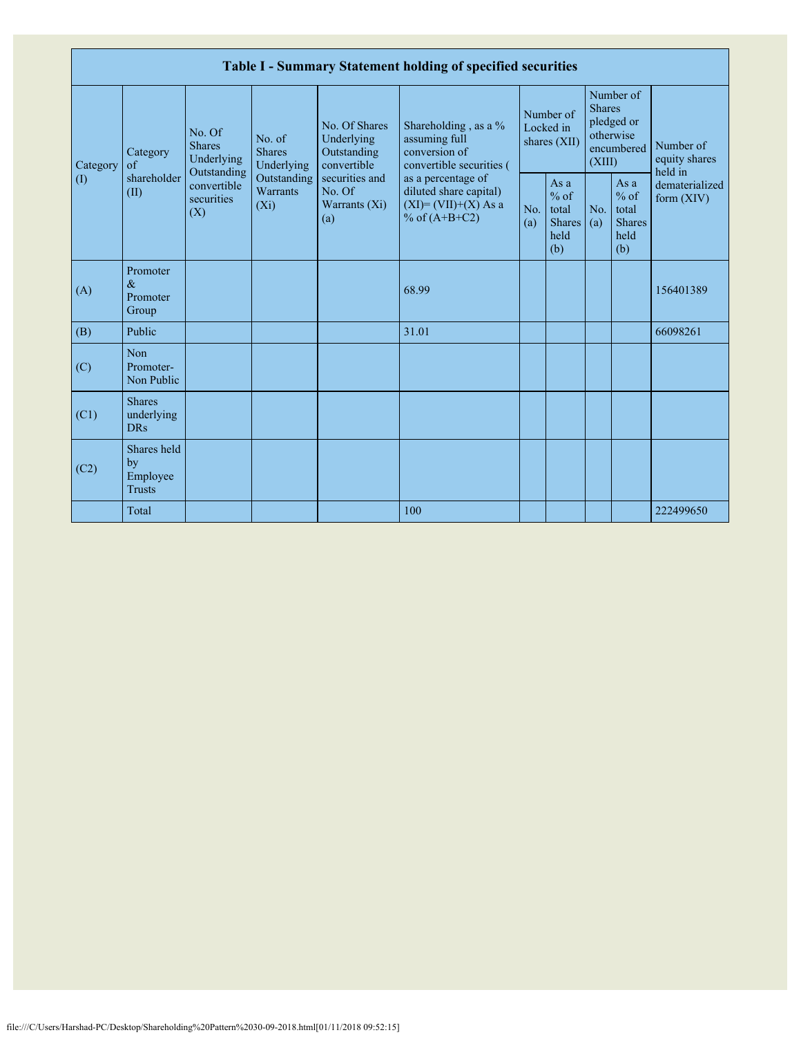| Table I - Summary Statement holding of specified securities | | | | | | | | | | |
|---|---|---|---|---|---|---|---|---|---|---|
| Category (I) | Category of shareholder (II) | No. Of Shares Underlying Outstanding convertible securities (X) | No. of Shares Underlying Outstanding Warrants (Xi) | No. Of Shares Underlying Outstanding convertible securities and No. Of Warrants (Xi) (a) | Shareholding , as a % assuming full conversion of convertible securities ( as a percentage of diluted share capital) (XI)= (VII)+(X) As a % of (A+B+C2) | Number of Locked in shares (XII) | | Number of Shares pledged or otherwise encumbered (XIII) | | Number of equity shares held in dematerialized form (XIV) |
| | | | | | | No. (a) | As a % of total Shares held (b) | No. (a) | As a % of total Shares held (b) | |
| (A) | Promoter & Promoter Group | | | | 68.99 | | | | | 156401389 |
| (B) | Public | | | | 31.01 | | | | | 66098261 |
| (C) | Non Promoter- Non Public | | | | | | | | | |
| (C1) | Shares underlying DRs | | | | | | | | | |
| (C2) | Shares held by Employee Trusts | | | | | | | | | |
| | Total | | | | 100 | | | | | 222499650 |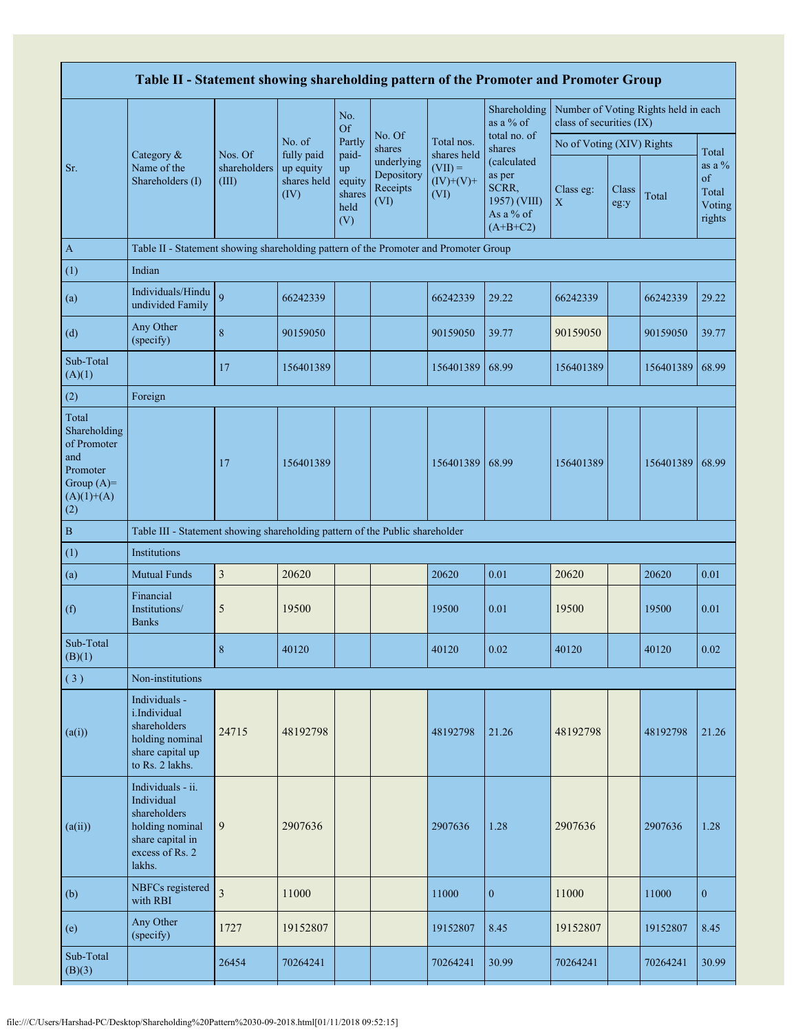| Table II - Statement showing shareholding pattern of the Promoter and Promoter Group | | | | | | | | | | | |
|---|---|---|---|---|---|---|---|---|---|---|---|
| Sr. | Category & Name of the Shareholders (I) | Nos. Of shareholders (III) | No. of fully paid up equity shares held (IV) | No. Of Partly paid-up equity shares held (V) | No. Of shares underlying Depository Receipts (VI) | Total nos. shares held (VII) = (IV)+(V)+ (VI) | Shareholding as a % of total no. of shares (calculated as per SCRR, 1957) (VIII) As a % of (A+B+C2) | Number of Voting Rights held in each class of securities (IX) | | | |
| | | | | | | | | No of Voting (XIV) Rights | | | Total as a % of Total Voting rights |
| | | | | | | | | Class eg: X | Class eg:y | Total | |
| A | Table II - Statement showing shareholding pattern of the Promoter and Promoter Group | | | | | | | | | | |
| (1) | Indian | | | | | | | | | | |
| (a) | Individuals/Hindu undivided Family | 9 | 66242339 | | | 66242339 | 29.22 | 66242339 | | 66242339 | 29.22 |
| (d) | Any Other (specify) | 8 | 90159050 | | | 90159050 | 39.77 | 90159050 | | 90159050 | 39.77 |
| Sub-Total (A)(1) | | 17 | 156401389 | | | 156401389 | 68.99 | 156401389 | | 156401389 | 68.99 |
| (2) | Foreign | | | | | | | | | | |
| Total Shareholding of Promoter and Promoter Group (A)= (A)(1)+(A)(2) | | 17 | 156401389 | | | 156401389 | 68.99 | 156401389 | | 156401389 | 68.99 |
| B | Table III - Statement showing shareholding pattern of the Public shareholder | | | | | | | | | | |
| (1) | Institutions | | | | | | | | | | |
| (a) | Mutual Funds | 3 | 20620 | | | 20620 | 0.01 | 20620 | | 20620 | 0.01 |
| (f) | Financial Institutions/ Banks | 5 | 19500 | | | 19500 | 0.01 | 19500 | | 19500 | 0.01 |
| Sub-Total (B)(1) | | 8 | 40120 | | | 40120 | 0.02 | 40120 | | 40120 | 0.02 |
| (3) | Non-institutions | | | | | | | | | | |
| (a(i)) | Individuals - i.Individual shareholders holding nominal share capital up to Rs. 2 lakhs. | 24715 | 48192798 | | | 48192798 | 21.26 | 48192798 | | 48192798 | 21.26 |
| (a(ii)) | Individuals - ii. Individual shareholders holding nominal share capital in excess of Rs. 2 lakhs. | 9 | 2907636 | | | 2907636 | 1.28 | 2907636 | | 2907636 | 1.28 |
| (b) | NBFCs registered with RBI | 3 | 11000 | | | 11000 | 0 | 11000 | | 11000 | 0 |
| (e) | Any Other (specify) | 1727 | 19152807 | | | 19152807 | 8.45 | 19152807 | | 19152807 | 8.45 |
| Sub-Total (B)(3) | | 26454 | 70264241 | | | 70264241 | 30.99 | 70264241 | | 70264241 | 30.99 |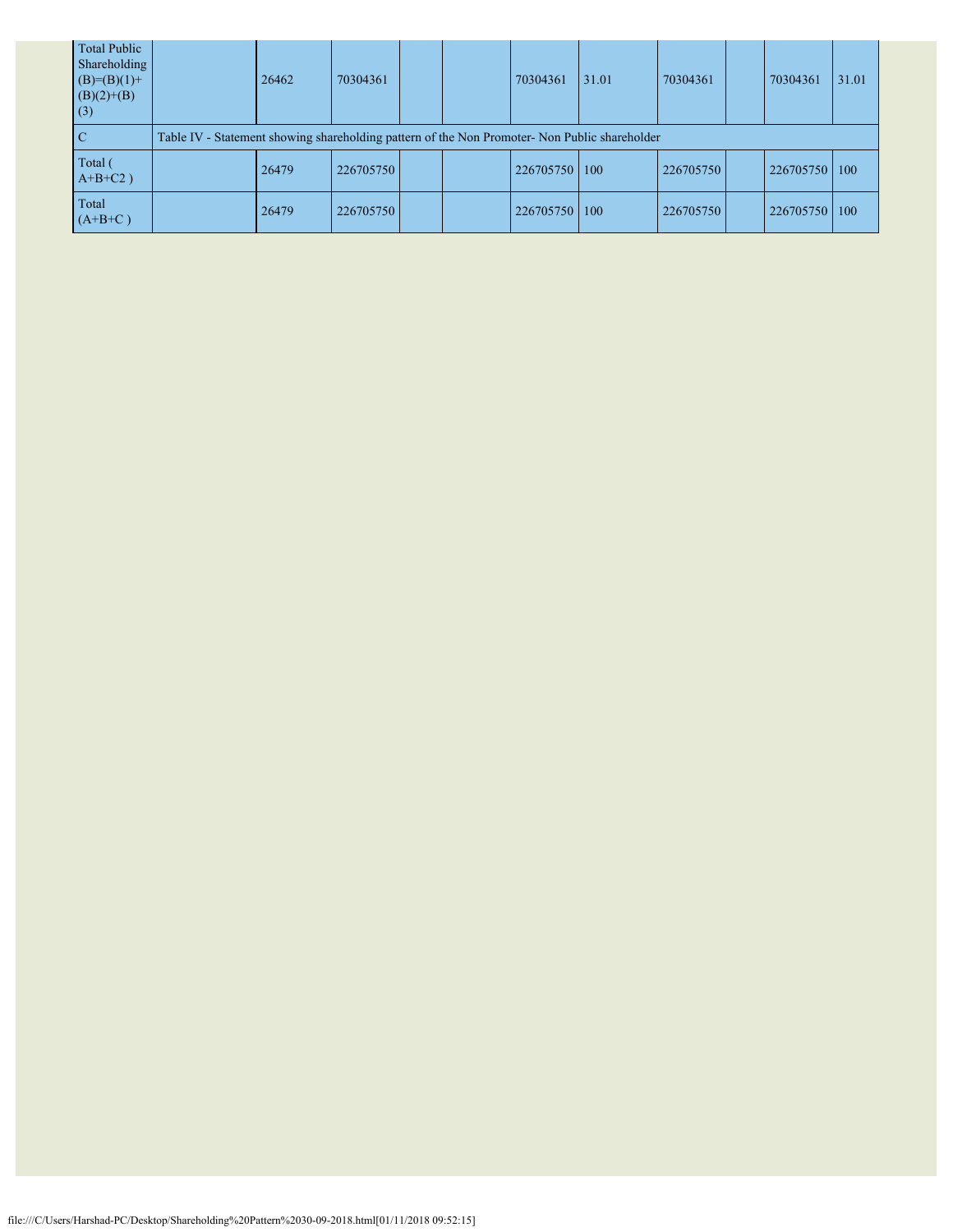| | | | | | | | | | | | |
|---|---|---|---|---|---|---|---|---|---|---|---|
| Total Public Shareholding (B)=(B)(1)+(B)(2)+(B)(3) | | 26462 | 70304361 | | | 70304361 | 31.01 | 70304361 | | 70304361 | 31.01 |
| C | Table IV - Statement showing shareholding pattern of the Non Promoter- Non Public shareholder | | | | | | | | | | |
| Total ( A+B+C2 ) | | 26479 | 226705750 | | | 226705750 | 100 | 226705750 | | 226705750 | 100 |
| Total (A+B+C ) | | 26479 | 226705750 | | | 226705750 | 100 | 226705750 | | 226705750 | 100 |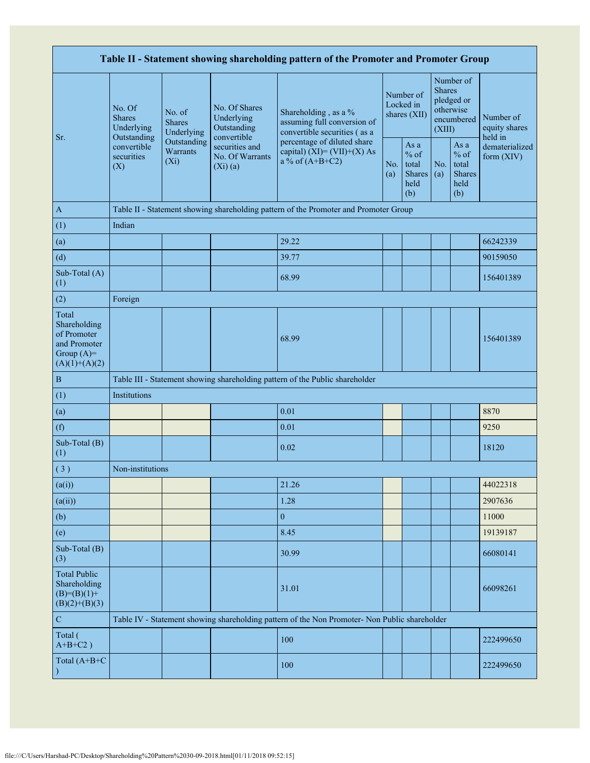| Table II - Statement showing shareholding pattern of the Promoter and Promoter Group | | | | | | | | | |
|---|---|---|---|---|---|---|---|---|---|
| Sr. | No. Of Shares Underlying Outstanding convertible securities (X) | No. of Shares Underlying Outstanding Warrants (Xi) | No. Of Shares Underlying Outstanding convertible securities and No. Of Warrants (Xi) (a) | Shareholding , as a % assuming full conversion of convertible securities ( as a percentage of diluted share capital) (XI)= (VII)+(X) As a % of (A+B+C2) | Number of Locked in shares (XII) | | Number of Shares pledged or otherwise encumbered (XIII) | | Number of equity shares held in dematerialized form (XIV) |
| | | | | | No. (a) | As a % of total Shares held (b) | No. (a) | As a % of total Shares held (b) | |
| A | Table II - Statement showing shareholding pattern of the Promoter and Promoter Group | | | | | | | | |
| (1) | Indian | | | | | | | | |
| (a) | | | | 29.22 | | | | | 66242339 |
| (d) | | | | 39.77 | | | | | 90159050 |
| Sub-Total (A) (1) | | | | 68.99 | | | | | 156401389 |
| (2) | Foreign | | | | | | | | |
| Total Shareholding of Promoter and Promoter Group (A)=(A)(1)+(A)(2) | | | | 68.99 | | | | | 156401389 |
| B | Table III - Statement showing shareholding pattern of the Public shareholder | | | | | | | | |
| (1) | Institutions | | | | | | | | |
| (a) | | | | 0.01 | | | | | 8870 |
| (f) | | | | 0.01 | | | | | 9250 |
| Sub-Total (B) (1) | | | | 0.02 | | | | | 18120 |
| ( 3 ) | Non-institutions | | | | | | | | |
| (a(i)) | | | | 21.26 | | | | | 44022318 |
| (a(ii)) | | | | 1.28 | | | | | 2907636 |
| (b) | | | | 0 | | | | | 11000 |
| (e) | | | | 8.45 | | | | | 19139187 |
| Sub-Total (B) (3) | | | | 30.99 | | | | | 66080141 |
| Total Public Shareholding (B)=(B)(1)+(B)(2)+(B)(3) | | | | 31.01 | | | | | 66098261 |
| C | Table IV - Statement showing shareholding pattern of the Non Promoter- Non Public shareholder | | | | | | | | |
| Total ( A+B+C2 ) | | | | 100 | | | | | 222499650 |
| Total (A+B+C ) | | | | 100 | | | | | 222499650 |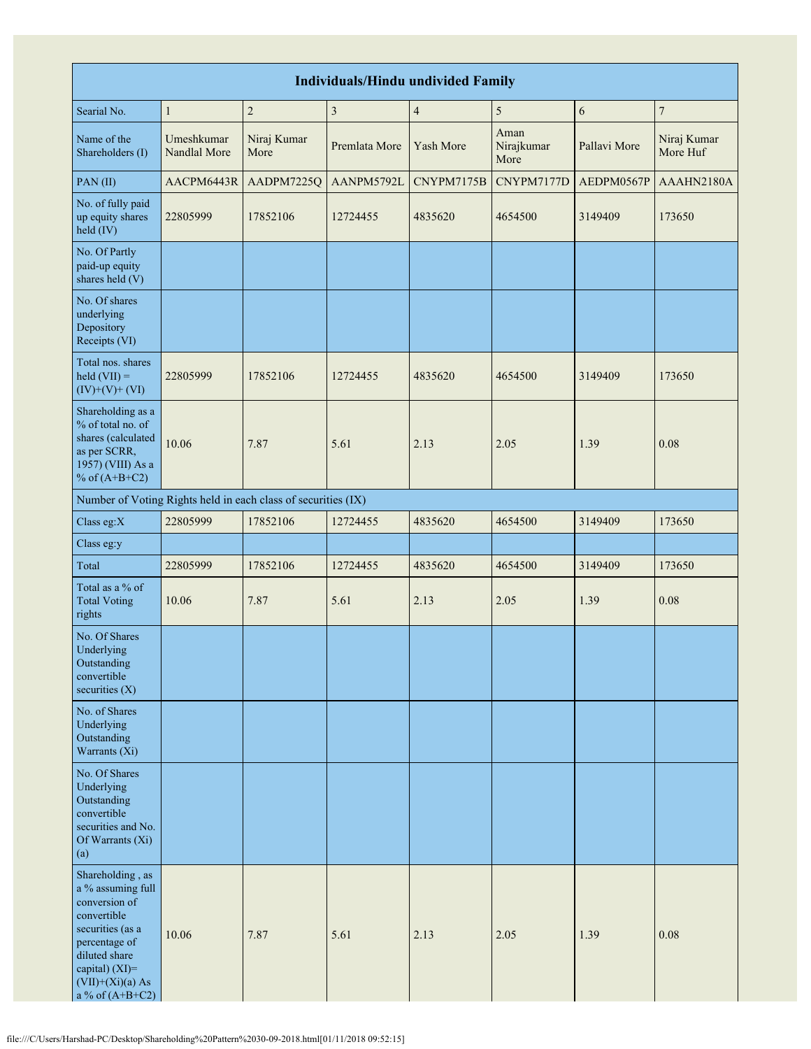| Individuals/Hindu undivided Family | | | | | | | |
|---|---|---|---|---|---|---|---|
| Searial No. | 1 | 2 | 3 | 4 | 5 | 6 | 7 |
| Name of the Shareholders (I) | Umeshkumar Nandlal More | Niraj Kumar More | Premlata More | Yash More | Aman Nirajkumar More | Pallavi More | Niraj Kumar More Huf |
| PAN (II) | AACPM6443R | AADPM7225Q | AANPM5792L | CNYPM7175B | CNYPM7177D | AEDPM0567P | AAAHN2180A |
| No. of fully paid up equity shares held (IV) | 22805999 | 17852106 | 12724455 | 4835620 | 4654500 | 3149409 | 173650 |
| No. Of Partly paid-up equity shares held (V) | | | | | | | |
| No. Of shares underlying Depository Receipts (VI) | | | | | | | |
| Total nos. shares held (VII) = (IV)+(V)+ (VI) | 22805999 | 17852106 | 12724455 | 4835620 | 4654500 | 3149409 | 173650 |
| Shareholding as a % of total no. of shares (calculated as per SCRR, 1957) (VIII) As a % of (A+B+C2) | 10.06 | 7.87 | 5.61 | 2.13 | 2.05 | 1.39 | 0.08 |
| Number of Voting Rights held in each class of securities (IX) | | | | | | | |
| Class eg:X | 22805999 | 17852106 | 12724455 | 4835620 | 4654500 | 3149409 | 173650 |
| Class eg:y | | | | | | | |
| Total | 22805999 | 17852106 | 12724455 | 4835620 | 4654500 | 3149409 | 173650 |
| Total as a % of Total Voting rights | 10.06 | 7.87 | 5.61 | 2.13 | 2.05 | 1.39 | 0.08 |
| No. Of Shares Underlying Outstanding convertible securities (X) | | | | | | | |
| No. of Shares Underlying Outstanding Warrants (Xi) | | | | | | | |
| No. Of Shares Underlying Outstanding convertible securities and No. Of Warrants (Xi) (a) | | | | | | | |
| Shareholding , as a % assuming full conversion of convertible securities (as a percentage of diluted share capital) (XI)= (VII)+(Xi)(a) As a % of (A+B+C2) | 10.06 | 7.87 | 5.61 | 2.13 | 2.05 | 1.39 | 0.08 |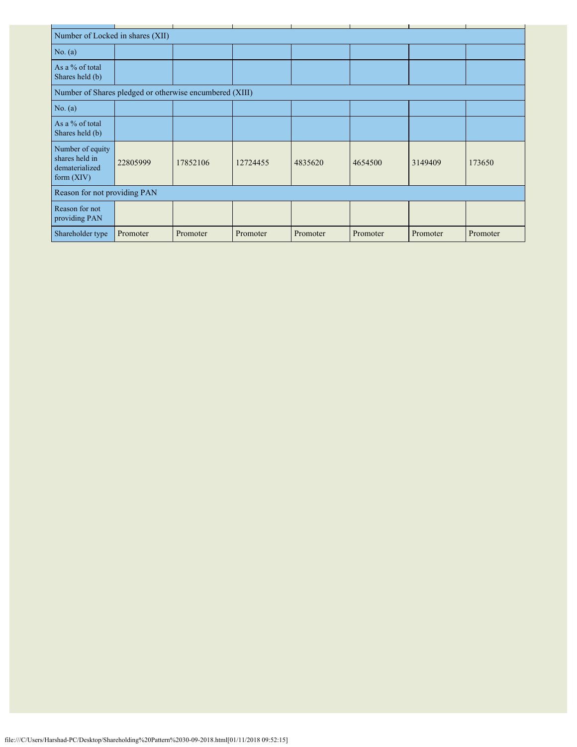| | | | | | | | |
|---|---|---|---|---|---|---|---|
| Number of Locked in shares (XII) | | | | | | | |
| No. (a) | | | | | | | |
| As a % of total Shares held (b) | | | | | | | |
| Number of Shares pledged or otherwise encumbered (XIII) | | | | | | | |
| No. (a) | | | | | | | |
| As a % of total Shares held (b) | | | | | | | |
| Number of equity shares held in dematerialized form (XIV) | 22805999 | 17852106 | 12724455 | 4835620 | 4654500 | 3149409 | 173650 |
| Reason for not providing PAN | | | | | | | |
| Reason for not providing PAN | | | | | | | |
| Shareholder type | Promoter | Promoter | Promoter | Promoter | Promoter | Promoter | Promoter |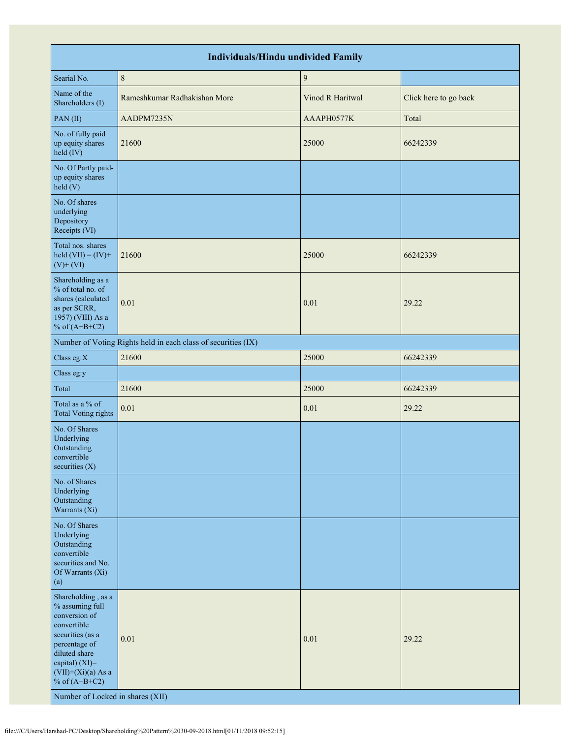| Individuals/Hindu undivided Family | | | |
|---|---|---|---|
| Searial No. | 8 | 9 | |
| Name of the Shareholders (I) | Rameshkumar Radhakishan More | Vinod R Haritwal | Click here to go back |
| PAN (II) | AADPM7235N | AAAPH0577K | Total |
| No. of fully paid up equity shares held (IV) | 21600 | 25000 | 66242339 |
| No. Of Partly paid-up equity shares held (V) | | | |
| No. Of shares underlying Depository Receipts (VI) | | | |
| Total nos. shares held (VII) = (IV)+ (V)+ (VI) | 21600 | 25000 | 66242339 |
| Shareholding as a % of total no. of shares (calculated as per SCRR, 1957) (VIII) As a % of (A+B+C2) | 0.01 | 0.01 | 29.22 |
| Number of Voting Rights held in each class of securities (IX) | | | |
| Class eg:X | 21600 | 25000 | 66242339 |
| Class eg:y | | | |
| Total | 21600 | 25000 | 66242339 |
| Total as a % of Total Voting rights | 0.01 | 0.01 | 29.22 |
| No. Of Shares Underlying Outstanding convertible securities (X) | | | |
| No. of Shares Underlying Outstanding Warrants (Xi) | | | |
| No. Of Shares Underlying Outstanding convertible securities and No. Of Warrants (Xi) (a) | | | |
| Shareholding , as a % assuming full conversion of convertible securities (as a percentage of diluted share capital) (XI)= (VII)+(Xi)(a) As a % of (A+B+C2) | 0.01 | 0.01 | 29.22 |
| Number of Locked in shares (XII) | | | |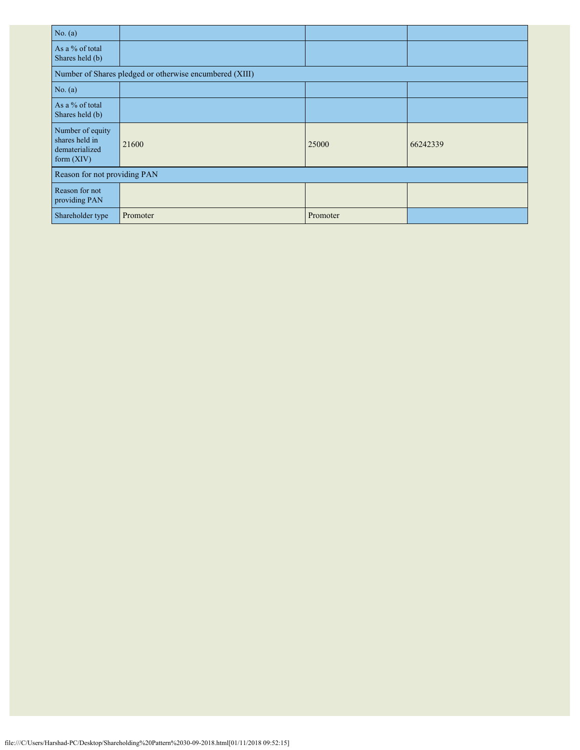| | | | |
|---|---|---|---|
| No. (a) | | | |
| As a % of total Shares held (b) | | | |
| Number of Shares pledged or otherwise encumbered (XIII) | | | |
| No. (a) | | | |
| As a % of total Shares held (b) | | | |
| Number of equity shares held in dematerialized form (XIV) | 21600 | 25000 | 66242339 |
| Reason for not providing PAN | | | |
| Reason for not providing PAN | | | |
| Shareholder type | Promoter | Promoter | |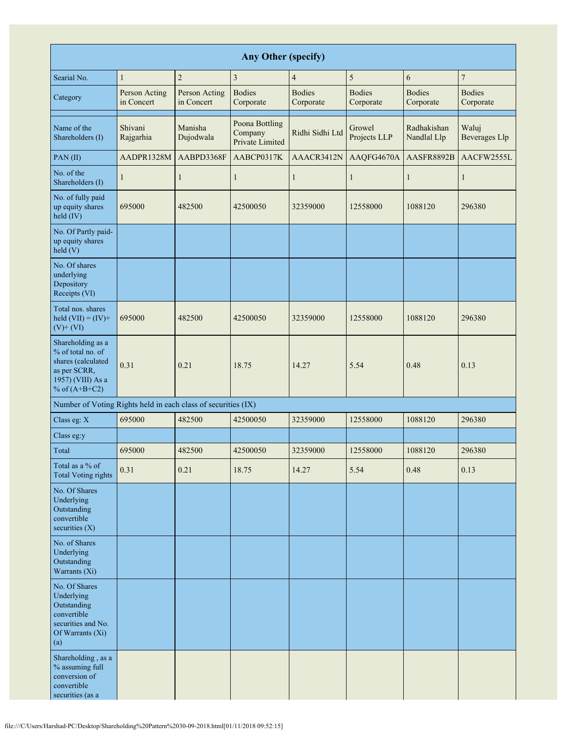| Any Other (specify) | | | | | | | |
|---|---|---|---|---|---|---|---|
| Searial No. | 1 | 2 | 3 | 4 | 5 | 6 | 7 |
| Category | Person Acting in Concert | Person Acting in Concert | Bodies Corporate | Bodies Corporate | Bodies Corporate | Bodies Corporate | Bodies Corporate |
| | | | | | | | |
| Name of the Shareholders (I) | Shivani Rajgarhia | Manisha Dujodwala | Poona Bottling Company Private Limited | Ridhi Sidhi Ltd | Growel Projects LLP | Radhakishan Nandlal Llp | Waluj Beverages Llp |
| PAN (II) | AADPR1328M | AABPD3368F | AABCP0317K | AAACR3412N | AAQFG4670A | AASFR8892B | AACFW2555L |
| No. of the Shareholders (I) | 1 | 1 | 1 | 1 | 1 | 1 | 1 |
| No. of fully paid up equity shares held (IV) | 695000 | 482500 | 42500050 | 32359000 | 12558000 | 1088120 | 296380 |
| No. Of Partly paid-up equity shares held (V) | | | | | | | |
| No. Of shares underlying Depository Receipts (VI) | | | | | | | |
| Total nos. shares held (VII) = (IV)+(V)+ (VI) | 695000 | 482500 | 42500050 | 32359000 | 12558000 | 1088120 | 296380 |
| Shareholding as a % of total no. of shares (calculated as per SCRR, 1957) (VIII) As a % of (A+B+C2) | 0.31 | 0.21 | 18.75 | 14.27 | 5.54 | 0.48 | 0.13 |
| Number of Voting Rights held in each class of securities (IX) | | | | | | | |
| Class eg: X | 695000 | 482500 | 42500050 | 32359000 | 12558000 | 1088120 | 296380 |
| Class eg:y | | | | | | | |
| Total | 695000 | 482500 | 42500050 | 32359000 | 12558000 | 1088120 | 296380 |
| Total as a % of Total Voting rights | 0.31 | 0.21 | 18.75 | 14.27 | 5.54 | 0.48 | 0.13 |
| No. Of Shares Underlying Outstanding convertible securities (X) | | | | | | | |
| No. of Shares Underlying Outstanding Warrants (Xi) | | | | | | | |
| No. Of Shares Underlying Outstanding convertible securities and No. Of Warrants (Xi) (a) | | | | | | | |
| Shareholding , as a % assuming full conversion of convertible securities (as a | | | | | | | |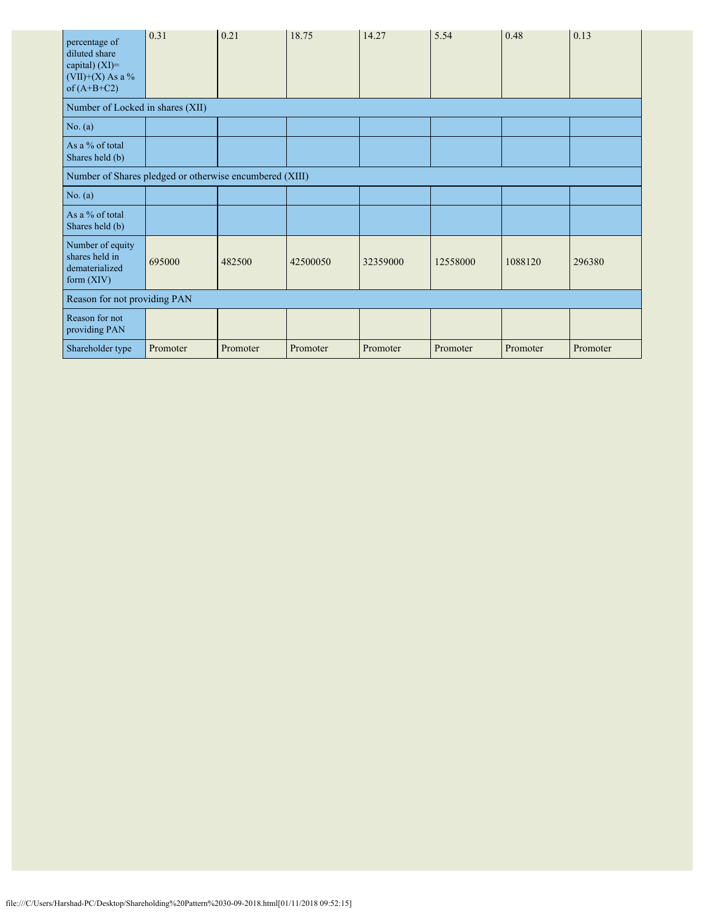| percentage of diluted share capital) (XI)= (VII)+(X) As a % of (A+B+C2) | 0.31 | 0.21 | 18.75 | 14.27 | 5.54 | 0.48 | 0.13 |
|---|---|---|---|---|---|---|---|
| Number of Locked in shares (XII) | | | | | | | |
| No. (a) | | | | | | | |
| As a % of total Shares held (b) | | | | | | | |
| Number of Shares pledged or otherwise encumbered (XIII) | | | | | | | |
| No. (a) | | | | | | | |
| As a % of total Shares held (b) | | | | | | | |
| Number of equity shares held in dematerialized form (XIV) | 695000 | 482500 | 42500050 | 32359000 | 12558000 | 1088120 | 296380 |
| Reason for not providing PAN | | | | | | | |
| Reason for not providing PAN | | | | | | | |
| Shareholder type | Promoter | Promoter | Promoter | Promoter | Promoter | Promoter | Promoter |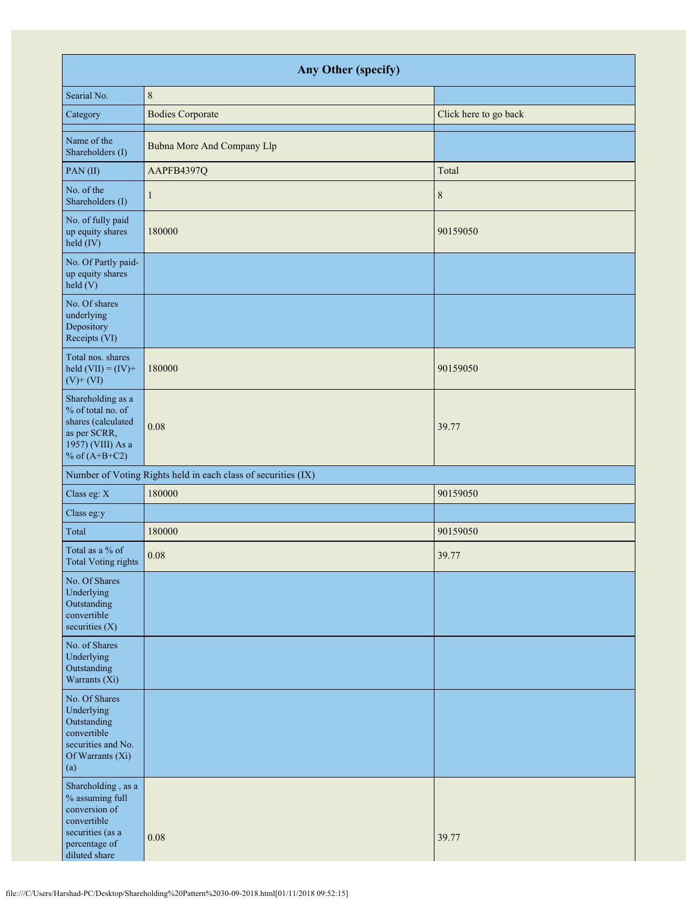| Any Other (specify) | | |
|---|---|---|
| Searial No. | 8 | |
| Category | Bodies Corporate | Click here to go back |
| Name of the Shareholders (I) | Bubna More And Company Llp | |
| PAN (II) | AAPFB4397Q | Total |
| No. of the Shareholders (I) | 1 | 8 |
| No. of fully paid up equity shares held (IV) | 180000 | 90159050 |
| No. Of Partly paid-up equity shares held (V) | | |
| No. Of shares underlying Depository Receipts (VI) | | |
| Total nos. shares held (VII) = (IV)+ (V)+ (VI) | 180000 | 90159050 |
| Shareholding as a % of total no. of shares (calculated as per SCRR, 1957) (VIII) As a % of (A+B+C2) | 0.08 | 39.77 |
| Number of Voting Rights held in each class of securities (IX) | | |
| Class eg: X | 180000 | 90159050 |
| Class eg:y | | |
| Total | 180000 | 90159050 |
| Total as a % of Total Voting rights | 0.08 | 39.77 |
| No. Of Shares Underlying Outstanding convertible securities (X) | | |
| No. of Shares Underlying Outstanding Warrants (Xi) | | |
| No. Of Shares Underlying Outstanding convertible securities and No. Of Warrants (Xi) (a) | | |
| Shareholding , as a % assuming full conversion of convertible securities (as a percentage of diluted share | 0.08 | 39.77 |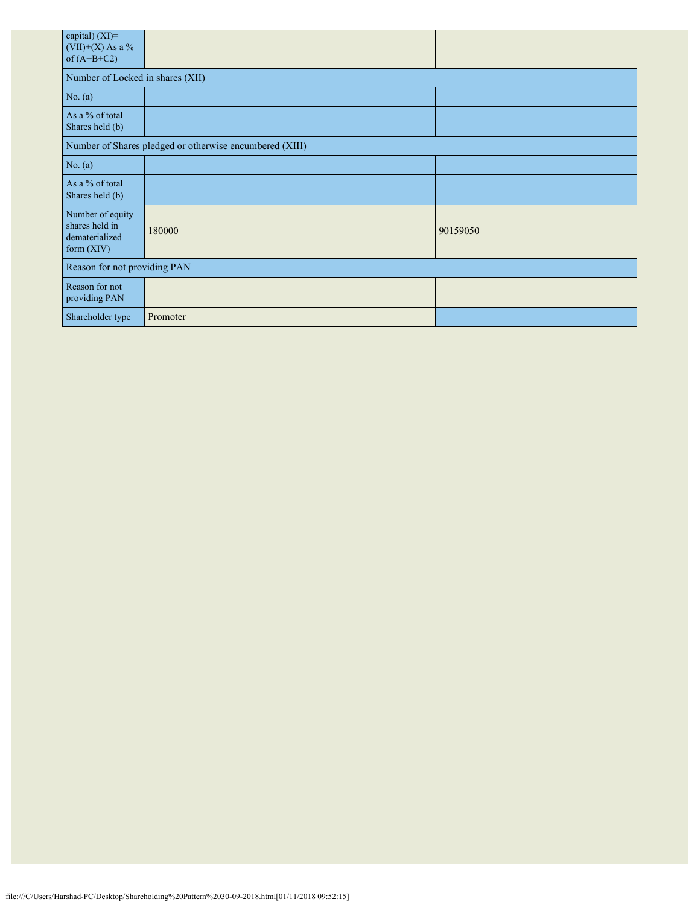| capital) (XI)= (VII)+(X) As a % of (A+B+C2) | | |
|---|---|---|
| Number of Locked in shares (XII) | | |
| No. (a) | | |
| As a % of total Shares held (b) | | |
| Number of Shares pledged or otherwise encumbered (XIII) | | |
| No. (a) | | |
| As a % of total Shares held (b) | | |
| Number of equity shares held in dematerialized form (XIV) | 180000 | 90159050 |
| Reason for not providing PAN | | |
| Reason for not providing PAN | | |
| Shareholder type | Promoter | |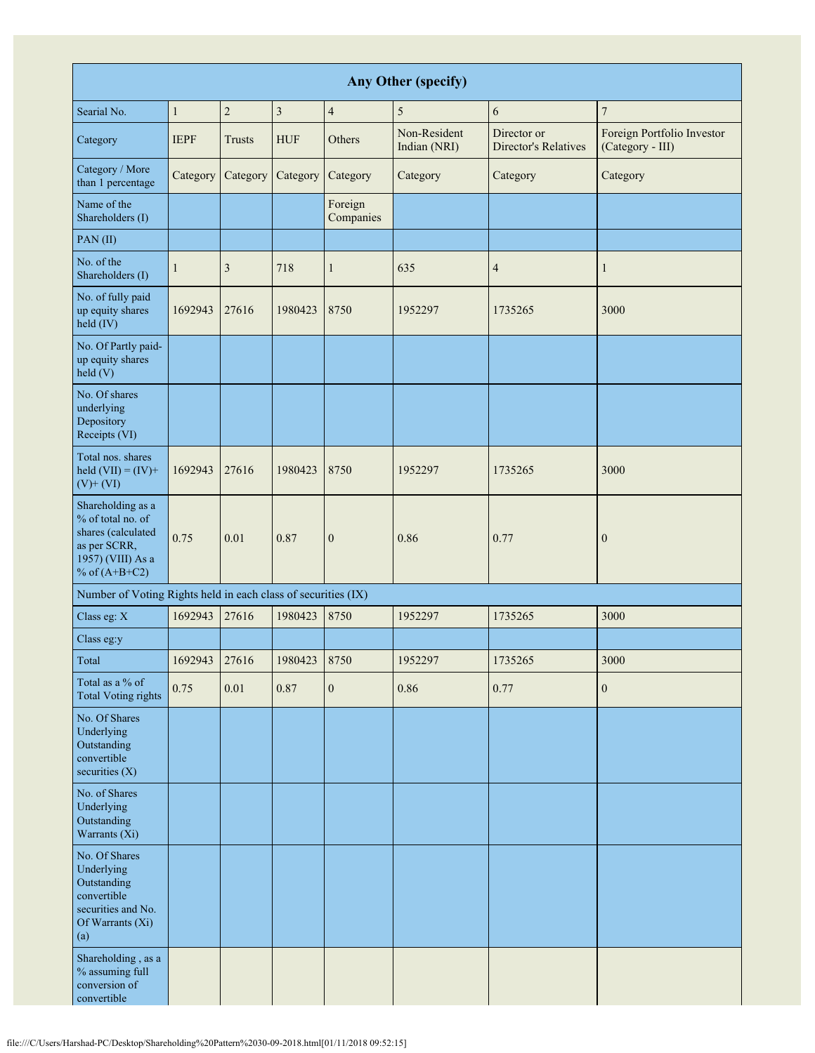| Any Other (specify) | | | | | | | |
|---|---|---|---|---|---|---|---|
| Searial No. | 1 | 2 | 3 | 4 | 5 | 6 | 7 |
| Category | IEPF | Trusts | HUF | Others | Non-Resident Indian (NRI) | Director or Director's Relatives | Foreign Portfolio Investor (Category - III) |
| Category / More than 1 percentage | Category | Category | Category | Category | Category | Category | Category |
| Name of the Shareholders (I) | | | | Foreign Companies | | | |
| PAN (II) | | | | | | | |
| No. of the Shareholders (I) | 1 | 3 | 718 | 1 | 635 | 4 | 1 |
| No. of fully paid up equity shares held (IV) | 1692943 | 27616 | 1980423 | 8750 | 1952297 | 1735265 | 3000 |
| No. Of Partly paid-up equity shares held (V) | | | | | | | |
| No. Of shares underlying Depository Receipts (VI) | | | | | | | |
| Total nos. shares held (VII) = (IV)+ (V)+ (VI) | 1692943 | 27616 | 1980423 | 8750 | 1952297 | 1735265 | 3000 |
| Shareholding as a % of total no. of shares (calculated as per SCRR, 1957) (VIII) As a % of (A+B+C2) | 0.75 | 0.01 | 0.87 | 0 | 0.86 | 0.77 | 0 |
| Number of Voting Rights held in each class of securities (IX) | | | | | | | |
| Class eg: X | 1692943 | 27616 | 1980423 | 8750 | 1952297 | 1735265 | 3000 |
| Class eg:y | | | | | | | |
| Total | 1692943 | 27616 | 1980423 | 8750 | 1952297 | 1735265 | 3000 |
| Total as a % of Total Voting rights | 0.75 | 0.01 | 0.87 | 0 | 0.86 | 0.77 | 0 |
| No. Of Shares Underlying Outstanding convertible securities (X) | | | | | | | |
| No. of Shares Underlying Outstanding Warrants (Xi) | | | | | | | |
| No. Of Shares Underlying Outstanding convertible securities and No. Of Warrants (Xi) (a) | | | | | | | |
| Shareholding , as a % assuming full conversion of convertible | | | | | | | |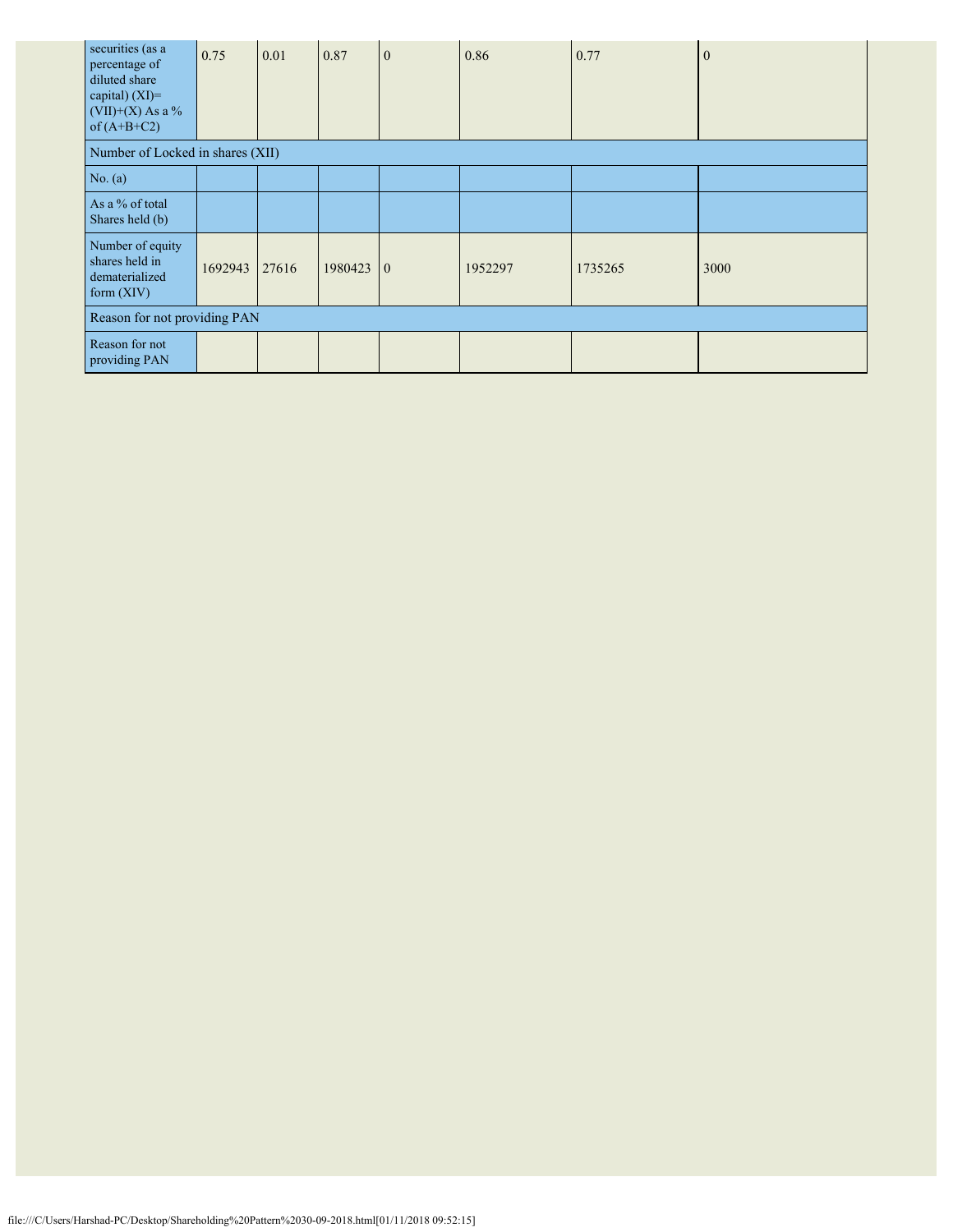| securities (as a percentage of diluted share capital) (XI)= (VII)+(X) As a % of (A+B+C2) | 0.75 | 0.01 | 0.87 | 0 | 0.86 | 0.77 | 0 |
|---|---|---|---|---|---|---|---|
| Number of Locked in shares (XII) | | | | | | | |
| No. (a) | | | | | | | |
| As a % of total Shares held (b) | | | | | | | |
| Number of equity shares held in dematerialized form (XIV) | 1692943 | 27616 | 1980423 | 0 | 1952297 | 1735265 | 3000 |
| Reason for not providing PAN | | | | | | | |
| Reason for not providing PAN | | | | | | | |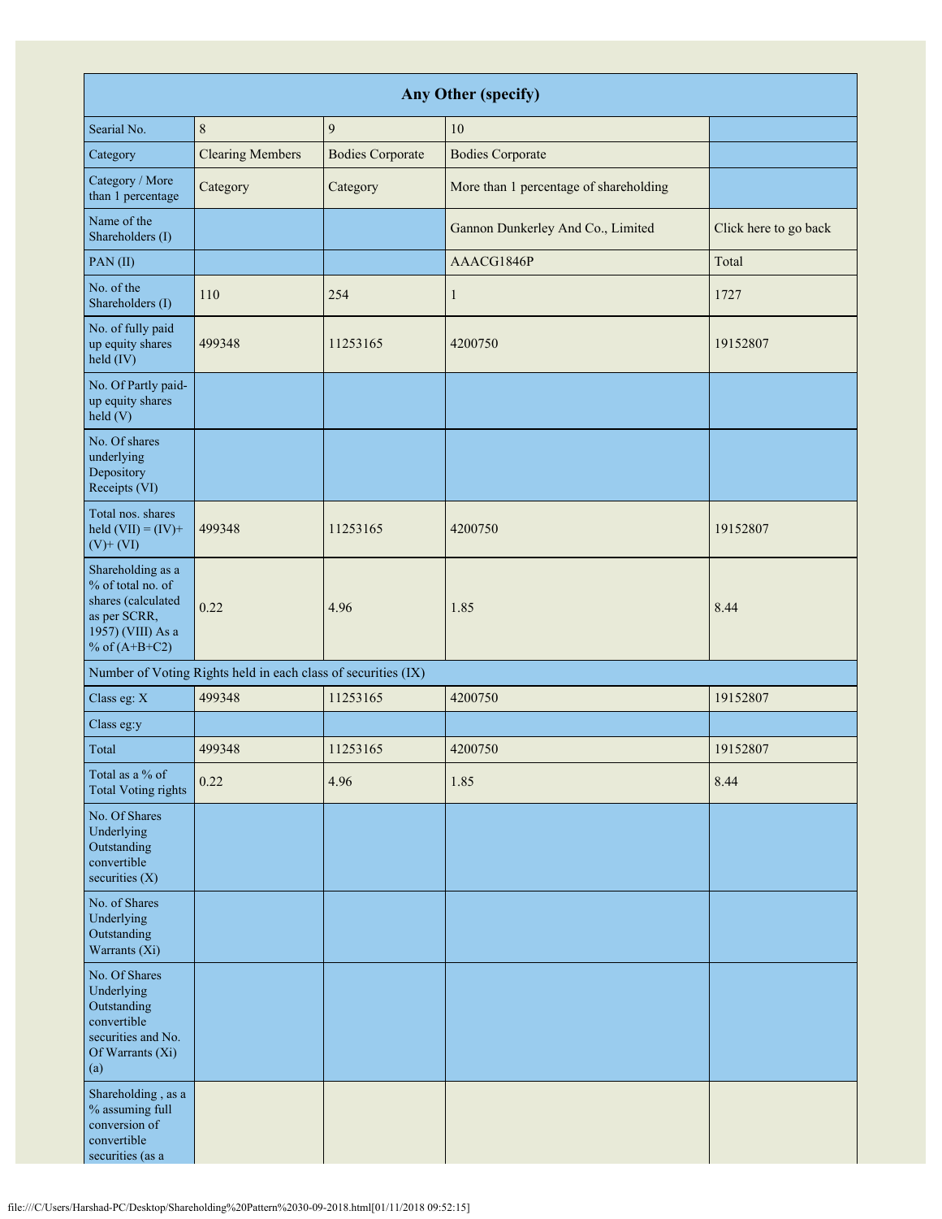| Any Other (specify) | | | | |
|---|---|---|---|---|
| Searial No. | 8 | 9 | 10 | |
| Category | Clearing Members | Bodies Corporate | Bodies Corporate | |
| Category / More than 1 percentage | Category | Category | More than 1 percentage of shareholding | |
| Name of the Shareholders (I) | | | Gannon Dunkerley And Co., Limited | Click here to go back |
| PAN (II) | | | AAACG1846P | Total |
| No. of the Shareholders (I) | 110 | 254 | 1 | 1727 |
| No. of fully paid up equity shares held (IV) | 499348 | 11253165 | 4200750 | 19152807 |
| No. Of Partly paid-up equity shares held (V) | | | | |
| No. Of shares underlying Depository Receipts (VI) | | | | |
| Total nos. shares held (VII) = (IV)+(V)+ (VI) | 499348 | 11253165 | 4200750 | 19152807 |
| Shareholding as a % of total no. of shares (calculated as per SCRR, 1957) (VIII) As a % of (A+B+C2) | 0.22 | 4.96 | 1.85 | 8.44 |
| Number of Voting Rights held in each class of securities (IX) | | | | |
| Class eg: X | 499348 | 11253165 | 4200750 | 19152807 |
| Class eg:y | | | | |
| Total | 499348 | 11253165 | 4200750 | 19152807 |
| Total as a % of Total Voting rights | 0.22 | 4.96 | 1.85 | 8.44 |
| No. Of Shares Underlying Outstanding convertible securities (X) | | | | |
| No. of Shares Underlying Outstanding Warrants (Xi) | | | | |
| No. Of Shares Underlying Outstanding convertible securities and No. Of Warrants (Xi) (a) | | | | |
| Shareholding , as a % assuming full conversion of convertible securities (as a | | | | |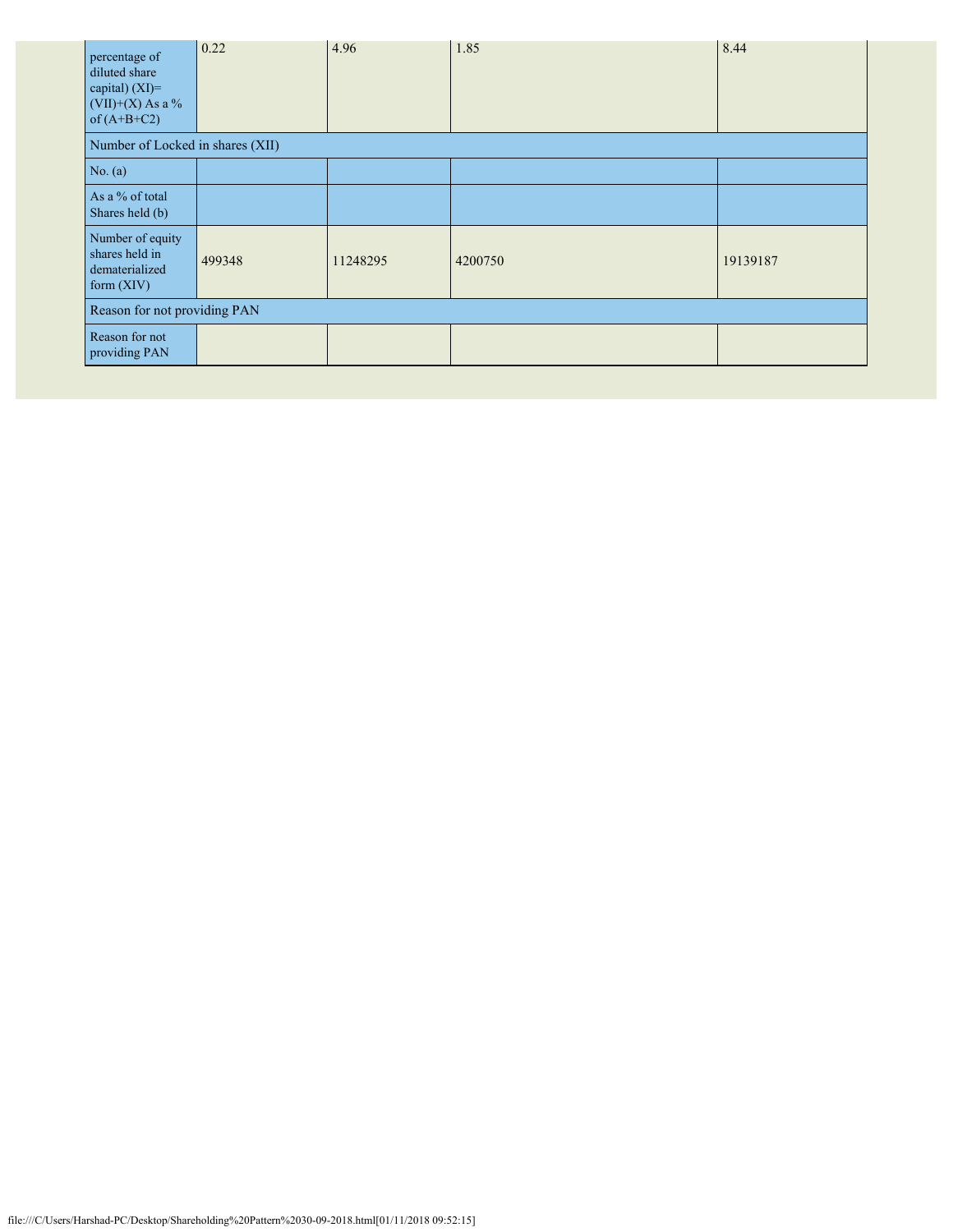| | | | | |
|---|---|---|---|---|
| percentage of diluted share capital) (XI)= (VII)+(X) As a % of (A+B+C2) | 0.22 | 4.96 | 1.85 | 8.44 |
| Number of Locked in shares (XII) | | | | |
| No. (a) | | | | |
| As a % of total Shares held (b) | | | | |
| Number of equity shares held in dematerialized form (XIV) | 499348 | 11248295 | 4200750 | 19139187 |
| Reason for not providing PAN | | | | |
| Reason for not providing PAN | | | | |